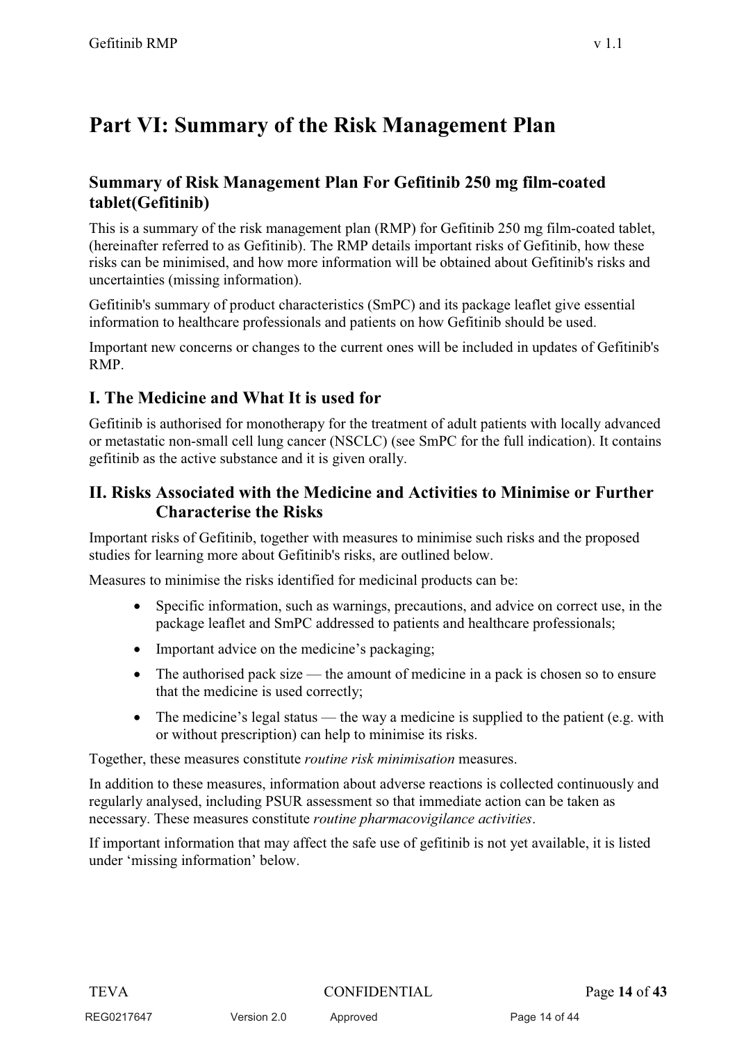# Part VI: Summary of the Risk Management Plan

## Summary of Risk Management Plan For Gefitinib 250 mg film-coated tablet(Gefitinib)

This is a summary of the risk management plan (RMP) for Gefitinib 250 mg film-coated tablet, (hereinafter referred to as Gefitinib). The RMP details important risks of Gefitinib, how these risks can be minimised, and how more information will be obtained about Gefitinib's risks and uncertainties (missing information).

Gefitinib's summary of product characteristics (SmPC) and its package leaflet give essential information to healthcare professionals and patients on how Gefitinib should be used.

Important new concerns or changes to the current ones will be included in updates of Gefitinib's RMP.

## I. The Medicine and What It is used for

Gefitinib is authorised for monotherapy for the treatment of adult patients with locally advanced or metastatic non-small cell lung cancer (NSCLC) (see SmPC for the full indication). It contains gefitinib as the active substance and it is given orally.

## II. Risks Associated with the Medicine and Activities to Minimise or Further Characterise the Risks

Important risks of Gefitinib, together with measures to minimise such risks and the proposed studies for learning more about Gefitinib's risks, are outlined below.

Measures to minimise the risks identified for medicinal products can be:

- Specific information, such as warnings, precautions, and advice on correct use, in the package leaflet and SmPC addressed to patients and healthcare professionals;
- Important advice on the medicine's packaging;
- The authorised pack size — the amount of medicine in a pack is chosen so to ensure that the medicine is used correctly;
- The medicine's legal status — the way a medicine is supplied to the patient (e.g. with or without prescription) can help to minimise its risks.

Together, these measures constitute *routine risk minimisation* measures.

In addition to these measures, information about adverse reactions is collected continuously and regularly analysed, including PSUR assessment so that immediate action can be taken as necessary. These measures constitute *routine pharmacovigilance activities*.

If important information that may affect the safe use of gefitinib is not yet available, it is listed under 'missing information' below.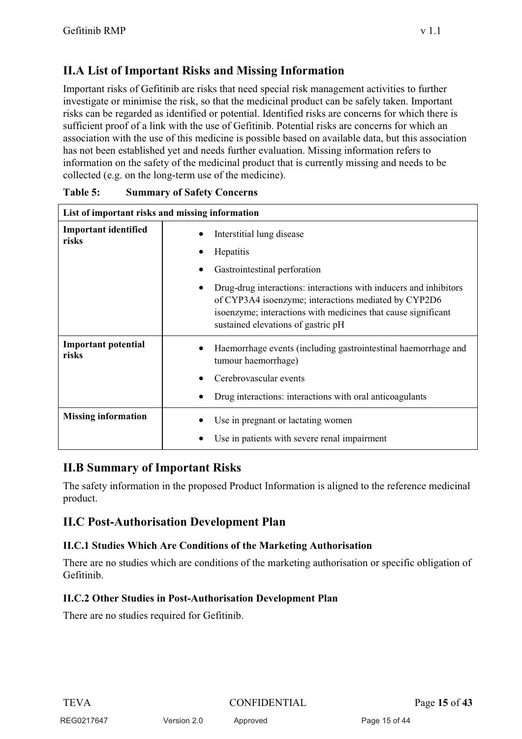## II.A List of Important Risks and Missing Information

Important risks of Gefitinib are risks that need special risk management activities to further investigate or minimise the risk, so that the medicinal product can be safely taken. Important risks can be regarded as identified or potential. Identified risks are concerns for which there is sufficient proof of a link with the use of Gefitinib. Potential risks are concerns for which an association with the use of this medicine is possible based on available data, but this association has not been established yet and needs further evaluation. Missing information refers to information on the safety of the medicinal product that is currently missing and needs to be collected (e.g. on the long-term use of the medicine).

**Table 5: Summary of Safety Concerns**

| **List of important risks and missing information** | |
|---|---|
| **Important identified risks** | • Interstitial lung disease<br>• Hepatitis<br>• Gastrointestinal perforation<br>• Drug-drug interactions: interactions with inducers and inhibitors of CYP3A4 isoenzyme; interactions mediated by CYP2D6 isoenzyme; interactions with medicines that cause significant sustained elevations of gastric pH |
| **Important potential risks** | • Haemorrhage events (including gastrointestinal haemorrhage and tumour haemorrhage)<br>• Cerebrovascular events<br>• Drug interactions: interactions with oral anticoagulants |
| **Missing information** | • Use in pregnant or lactating women<br>• Use in patients with severe renal impairment |

## II.B Summary of Important Risks

The safety information in the proposed Product Information is aligned to the reference medicinal product.

## II.C Post-Authorisation Development Plan

### II.C.1 Studies Which Are Conditions of the Marketing Authorisation

There are no studies which are conditions of the marketing authorisation or specific obligation of Gefitinib.

### II.C.2 Other Studies in Post-Authorisation Development Plan

There are no studies required for Gefitinib.